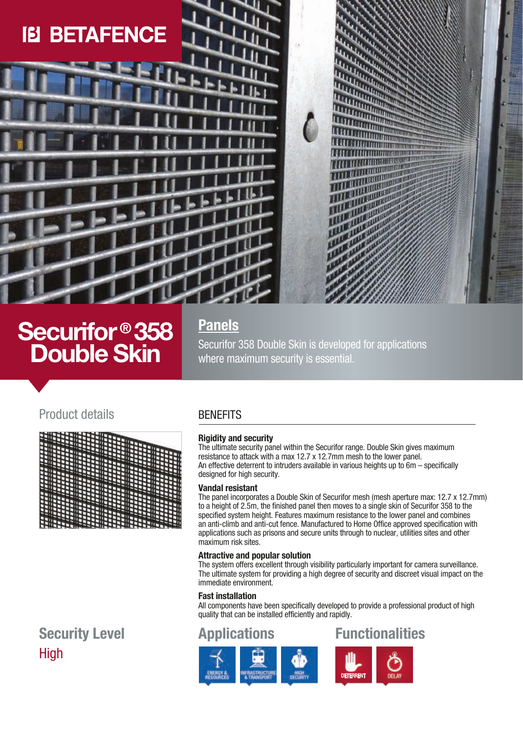BETAFENCE

# Securifor® 358 Double Skin

## Panels

Securifor 358 Double Skin is developed for applications where maximum security is essential.

## Product details

## BENEFITS

**Rigidity and security**
The ultimate security panel within the Securifor range. Double Skin gives maximum resistance to attack with a max 12.7 x 12.7mm mesh to the lower panel.
An effective deterrent to intruders available in various heights up to 6m – specifically designed for high security.

**Vandal resistant**
The panel incorporates a Double Skin of Securifor mesh (mesh aperture max: 12.7 x 12.7mm) to a height of 2.5m, the finished panel then moves to a single skin of Securifor 358 to the specified system height. Features maximum resistance to the lower panel and combines an anti-climb and anti-cut fence. Manufactured to Home Office approved specification with applications such as prisons and secure units through to nuclear, utilities sites and other maximum risk sites.

**Attractive and popular solution**
The system offers excellent through visibility particularly important for camera surveillance. The ultimate system for providing a high degree of security and discreet visual impact on the immediate environment.

**Fast installation**
All components have been specifically developed to provide a professional product of high quality that can be installed efficiently and rapidly.

## Security Level

High

## Applications

ENERGY & RESOURCES
INFRASTRUCTURE & TRANSPORT
HIGH SECURITY

## Functionalities

DETERRENT
DELAY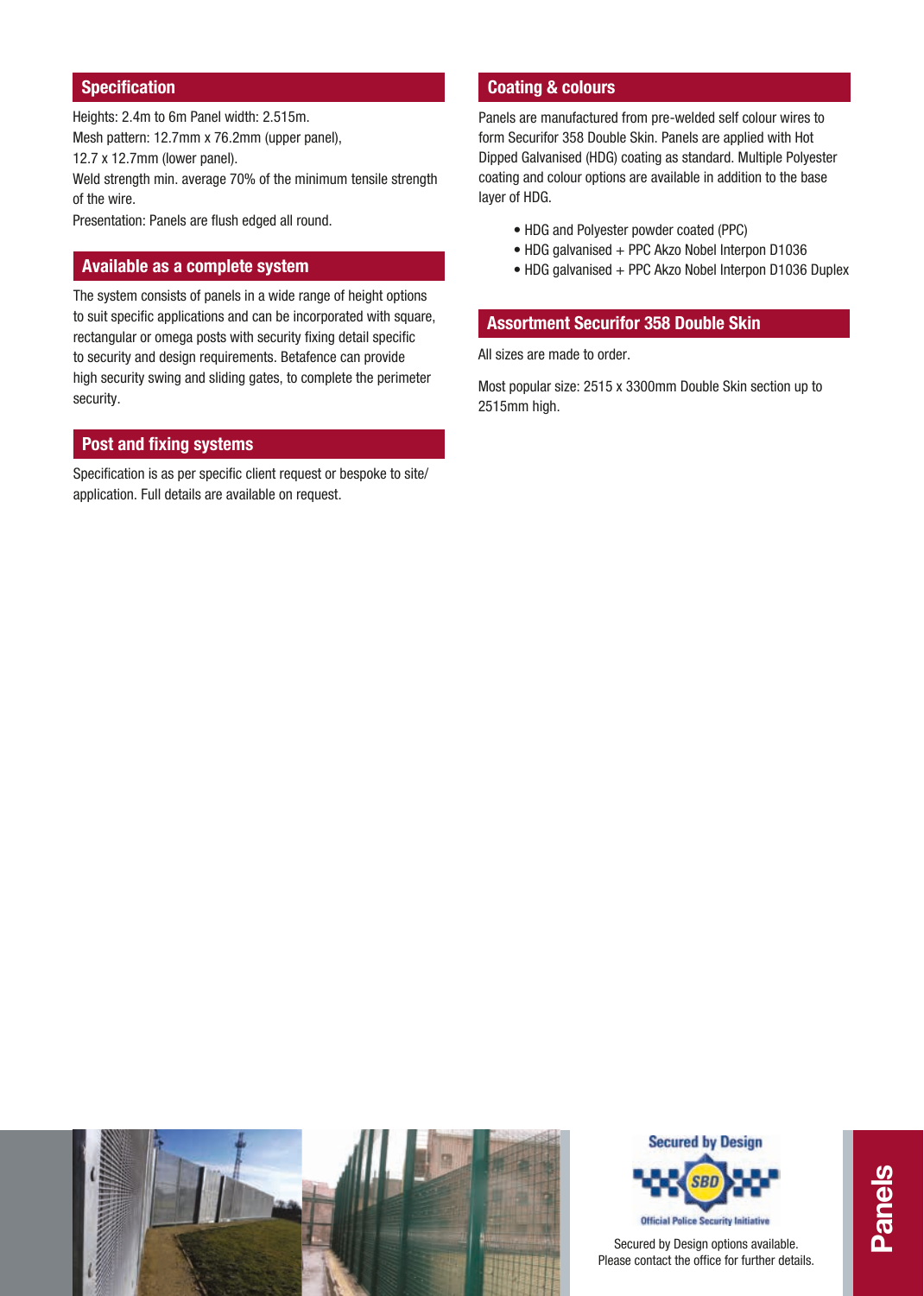## Specification

Heights: 2.4m to 6m Panel width: 2.515m.
Mesh pattern: 12.7mm x 76.2mm (upper panel),
12.7 x 12.7mm (lower panel).
Weld strength min. average 70% of the minimum tensile strength of the wire.
Presentation: Panels are flush edged all round.

## Available as a complete system

The system consists of panels in a wide range of height options to suit specific applications and can be incorporated with square, rectangular or omega posts with security fixing detail specific to security and design requirements. Betafence can provide high security swing and sliding gates, to complete the perimeter security.

## Post and fixing systems

Specification is as per specific client request or bespoke to site/application. Full details are available on request.

## Coating & colours

Panels are manufactured from pre-welded self colour wires to form Securifor 358 Double Skin. Panels are applied with Hot Dipped Galvanised (HDG) coating as standard. Multiple Polyester coating and colour options are available in addition to the base layer of HDG.

- HDG and Polyester powder coated (PPC)
- HDG galvanised + PPC Akzo Nobel Interpon D1036
- HDG galvanised + PPC Akzo Nobel Interpon D1036 Duplex

## Assortment Securifor 358 Double Skin

All sizes are made to order.

Most popular size: 2515 x 3300mm Double Skin section up to 2515mm high.

Secured by Design

SBD

Official Police Security Initiative

Secured by Design options available.
Please contact the office for further details.

Panels